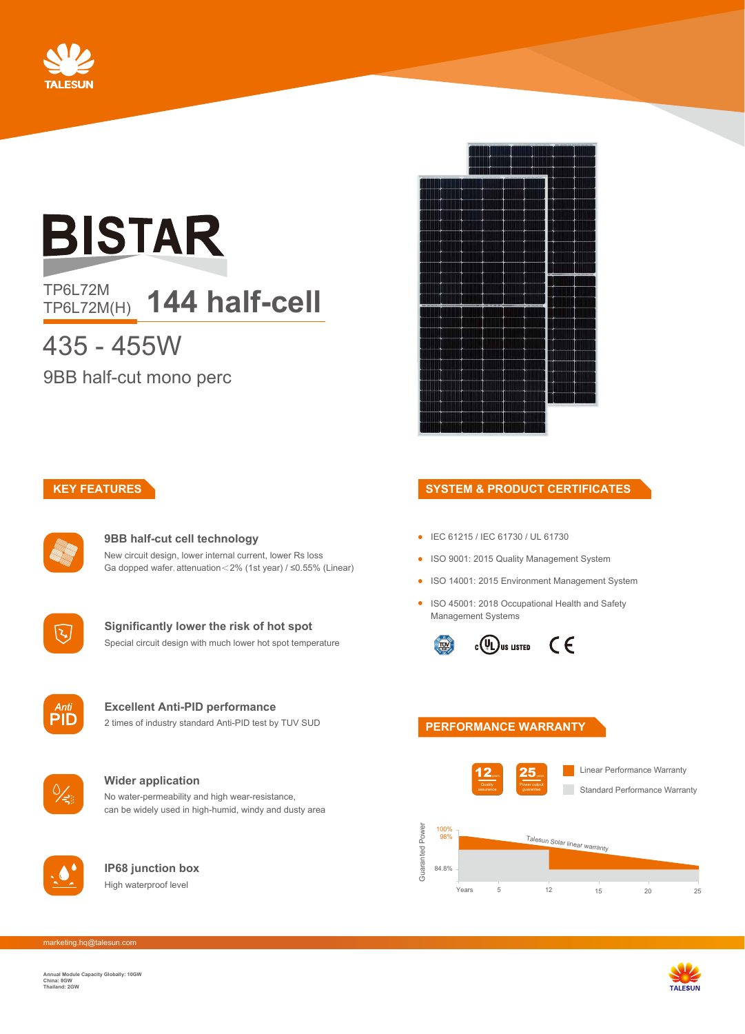TALESUN

# BISTAR

TP6L72M
TP6L72M(H)

## 144 half-cell

435 - 455W

9BB half-cut mono perc

## KEY FEATURES

### 9BB half-cut cell technology

New circuit design, lower internal current, lower Rs loss
Ga dopped wafer, attenuation < 2% (1st year) / ≤0.55% (Linear)

### Significantly lower the risk of hot spot

Special circuit design with much lower hot spot temperature

### Excellent Anti-PID performance

2 times of industry standard Anti-PID test by TUV SUD

### Wider application

No water-permeability and high wear-resistance,
can be widely used in high-humid, windy and dusty area

### IP68 junction box

High waterproof level

## SYSTEM & PRODUCT CERTIFICATES

- IEC 61215 / IEC 61730 / UL 61730
- ISO 9001: 2015 Quality Management System
- ISO 14001: 2015 Environment Management System
- ISO 45001: 2018 Occupational Health and Safety Management Systems

## PERFORMANCE WARRANTY

12 years Quality assurance
25 years Power output guarantee

Linear Performance Warranty
Standard Performance Warranty

Guaranted Power: 100%, 98%, 84.8%
Talesun Solar linear warranty
Years: 5, 12, 15, 20, 25

marketing.hq@talesun.com

Annual Module Capacity Globally: 10GW
China: 8GW
Thailand: 2GW

TALESUN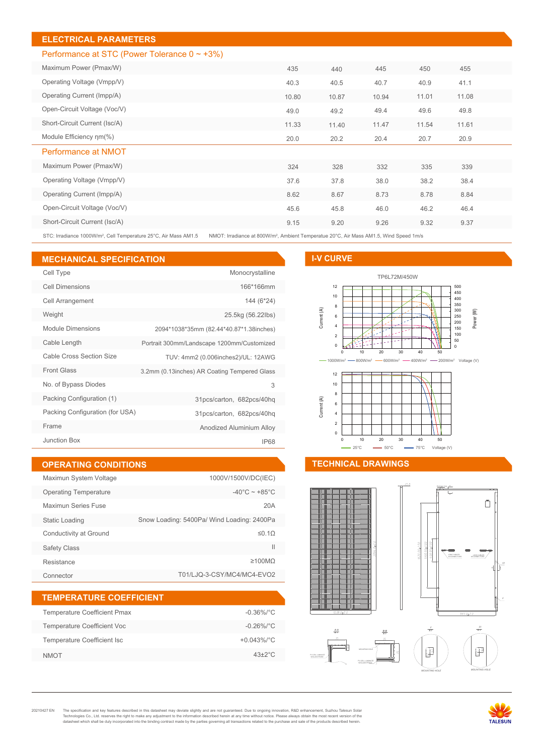## ELECTRICAL PARAMETERS

### Performance at STC (Power Tolerance 0 ~ +3%)

| | | | | | |
|---|---|---|---|---|---|
| Maximum Power (Pmax/W) | 435 | 440 | 445 | 450 | 455 |
| Operating Voltage (Vmpp/V) | 40.3 | 40.5 | 40.7 | 40.9 | 41.1 |
| Operating Current (Impp/A) | 10.80 | 10.87 | 10.94 | 11.01 | 11.08 |
| Open-Circuit Voltage (Voc/V) | 49.0 | 49.2 | 49.4 | 49.6 | 49.8 |
| Short-Circuit Current (Isc/A) | 11.33 | 11.40 | 11.47 | 11.54 | 11.61 |
| Module Efficiency ηm(%) | 20.0 | 20.2 | 20.4 | 20.7 | 20.9 |

### Performance at NMOT

| | | | | | |
|---|---|---|---|---|---|
| Maximum Power (Pmax/W) | 324 | 328 | 332 | 335 | 339 |
| Operating Voltage (Vmpp/V) | 37.6 | 37.8 | 38.0 | 38.2 | 38.4 |
| Operating Current (Impp/A) | 8.62 | 8.67 | 8.73 | 8.78 | 8.84 |
| Open-Circuit Voltage (Voc/V) | 45.6 | 45.8 | 46.0 | 46.2 | 46.4 |
| Short-Circuit Current (Isc/A) | 9.15 | 9.20 | 9.26 | 9.32 | 9.37 |

STC: Irradiance 1000W/m², Cell Temperature 25°C, Air Mass AM1.5 NMOT: Irradiance at 800W/m², Ambient Temperatue 20°C, Air Mass AM1.5, Wind Speed 1m/s

## MECHANICAL SPECIFICATION

| | |
|---|---|
| Cell Type | Monocrystalline |
| Cell Dimensions | 166*166mm |
| Cell Arrangement | 144 (6*24) |
| Weight | 25.5kg (56.22lbs) |
| Module Dimensions | 2094*1038*35mm (82.44*40.87*1.38inches) |
| Cable Length | Portrait 300mm/Landscape 1200mm/Customized |
| Cable Cross Section Size | TUV: 4mm2 (0.006inches2)/UL: 12AWG |
| Front Glass | 3.2mm (0.13inches) AR Coating Tempered Glass |
| No. of Bypass Diodes | 3 |
| Packing Configuration (1) | 31pcs/carton, 682pcs/40hq |
| Packing Configuration (for USA) | 31pcs/carton, 682pcs/40hq |
| Frame | Anodized Aluminium Alloy |
| Junction Box | IP68 |

## I-V CURVE

TP6L72M/450W

Current (A)
Power (W)
1000W/m² 800W/m² 600W/m² 400W/m² 200W/m² Voltage (V)

Current (A)
25°C 50°C 75°C Voltage (V)

## OPERATING CONDITIONS

| | |
|---|---|
| Maximun System Voltage | 1000V/1500V/DC(IEC) |
| Operating Temperature | -40°C ~ +85°C |
| Maximun Series Fuse | 20A |
| Static Loading | Snow Loading: 5400Pa/ Wind Loading: 2400Pa |
| Conductivity at Ground | ≤0.1Ω |
| Safety Class | II |
| Resistance | ≥100MΩ |
| Connector | T01/LJQ-3-CSY/MC4/MC4-EVO2 |

## TECHNICAL DRAWINGS

## TEMPERATURE COEFFICIENT

| | |
|---|---|
| Temperature Coefficient Pmax | -0.36%/°C |
| Temperature Coefficient Voc | -0.26%/°C |
| Temperature Coefficient Isc | +0.043%/°C |
| NMOT | 43±2°C |

20210427 EN The specification and key features described in this datasheet may deviate slightly and are not guaranteed. Due to ongoing innovation, R&D enhancement, Suzhou Talesun Solar Technologies Co., Ltd. reserves the right to make any adjustment to the information described herein at any time without notice. Please always obtain the most recent version of the datasheet which shall be duly incorporated into the binding contract made by the parties governing all transactions related to the purchase and sale of the products described herein.

TALESUN